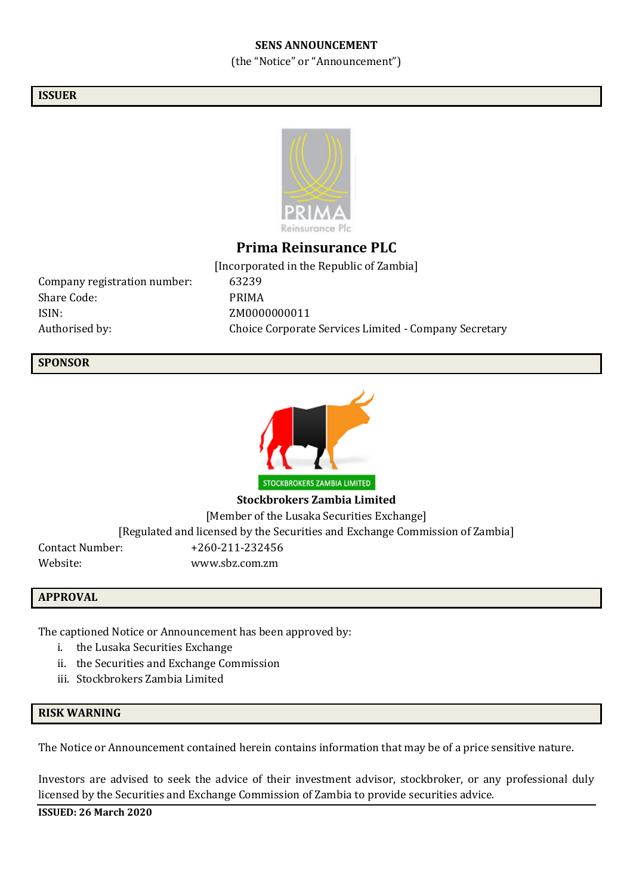**SENS ANNOUNCEMENT**

(the "Notice" or "Announcement")

## ISSUER

## Prima Reinsurance PLC

[Incorporated in the Republic of Zambia]

Company registration number: 63239

Share Code: PRIMA

ISIN: ZM0000000011

Authorised by: Choice Corporate Services Limited - Company Secretary

## SPONSOR

**Stockbrokers Zambia Limited**

[Member of the Lusaka Securities Exchange]

[Regulated and licensed by the Securities and Exchange Commission of Zambia]

Contact Number: +260-211-232456

Website: www.sbz.com.zm

## APPROVAL

The captioned Notice or Announcement has been approved by:

i. the Lusaka Securities Exchange
ii. the Securities and Exchange Commission
iii. Stockbrokers Zambia Limited

## RISK WARNING

The Notice or Announcement contained herein contains information that may be of a price sensitive nature.

Investors are advised to seek the advice of their investment advisor, stockbroker, or any professional duly licensed by the Securities and Exchange Commission of Zambia to provide securities advice.

**ISSUED: 26 March 2020**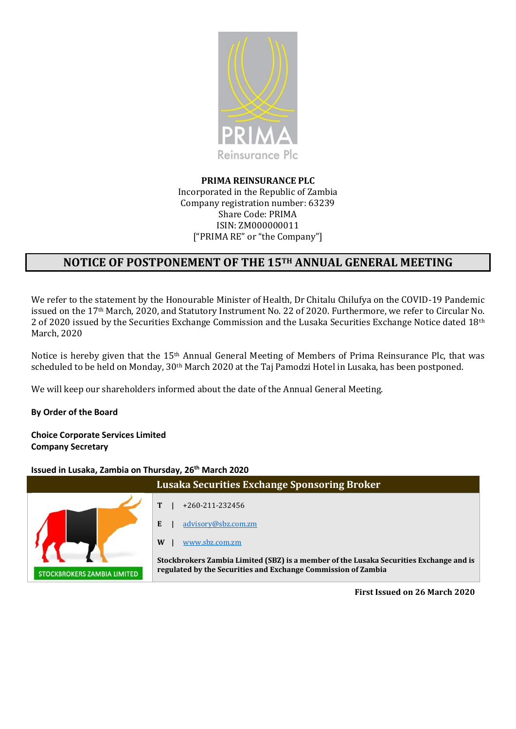**PRIMA REINSURANCE PLC**
Incorporated in the Republic of Zambia
Company registration number: 63239
Share Code: PRIMA
ISIN: ZM000000011
["PRIMA RE" or "the Company"]

# NOTICE OF POSTPONEMENT OF THE 15TH ANNUAL GENERAL MEETING

We refer to the statement by the Honourable Minister of Health, Dr Chitalu Chilufya on the COVID-19 Pandemic issued on the 17th March, 2020, and Statutory Instrument No. 22 of 2020. Furthermore, we refer to Circular No. 2 of 2020 issued by the Securities Exchange Commission and the Lusaka Securities Exchange Notice dated 18th March, 2020

Notice is hereby given that the 15th Annual General Meeting of Members of Prima Reinsurance Plc, that was scheduled to be held on Monday, 30th March 2020 at the Taj Pamodzi Hotel in Lusaka, has been postponed.

We will keep our shareholders informed about the date of the Annual General Meeting.

**By Order of the Board**

**Choice Corporate Services Limited**
**Company Secretary**

**Issued in Lusaka, Zambia on Thursday, 26th March 2020**

**Lusaka Securities Exchange Sponsoring Broker**

STOCKBROKERS ZAMBIA LIMITED

**T** | +260-211-232456

**E** | advisory@sbz.com.zm

**W** | www.sbz.com.zm

**Stockbrokers Zambia Limited (SBZ) is a member of the Lusaka Securities Exchange and is regulated by the Securities and Exchange Commission of Zambia**

**First Issued on 26 March 2020**